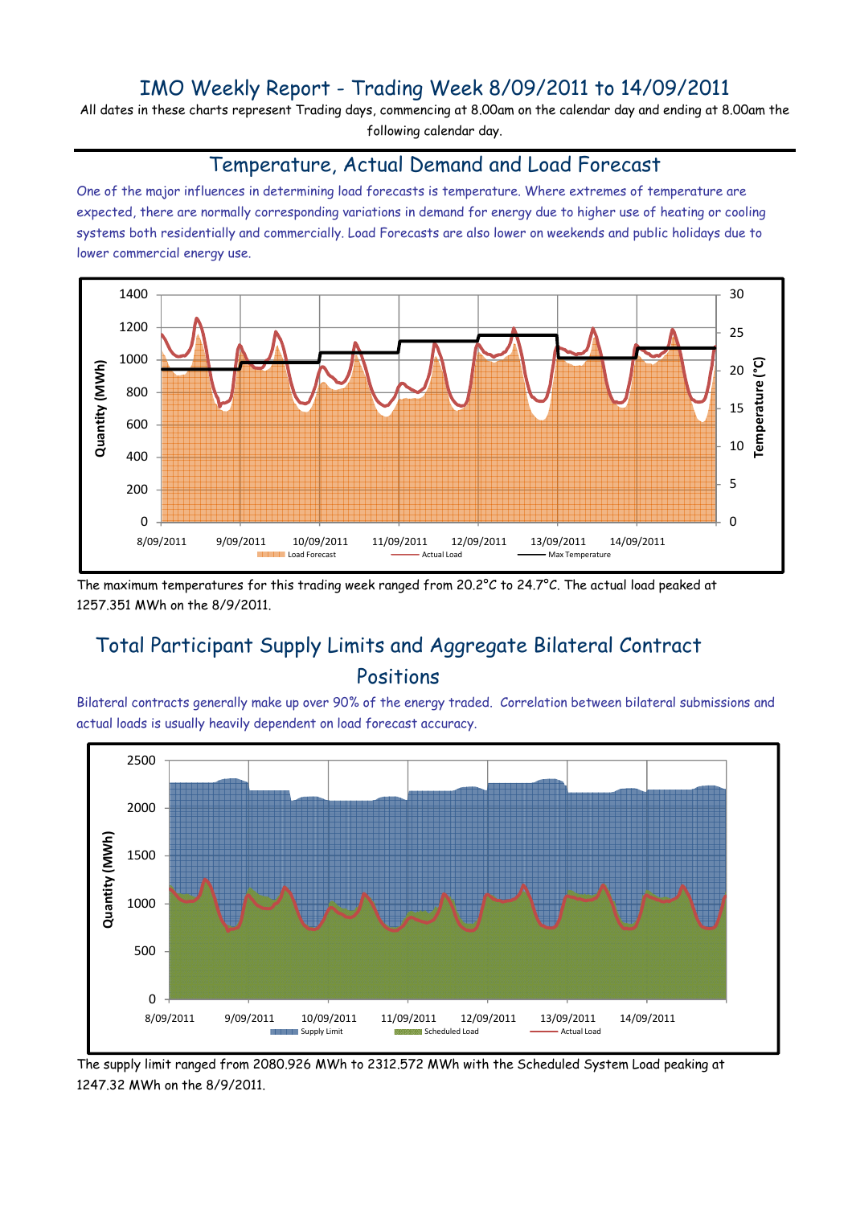# IMO Weekly Report - Trading Week 8/09/2011 to 14/09/2011

All dates in these charts represent Trading days, commencing at 8.00am on the calendar day and ending at 8.00am the following calendar day.

## Temperature, Actual Demand and Load Forecast

One of the major influences in determining load forecasts is temperature. Where extremes of temperature are expected, there are normally corresponding variations in demand for energy due to higher use of heating or cooling systems both residentially and commercially. Load Forecasts are also lower on weekends and public holidays due to lower commercial energy use.

The maximum temperatures for this trading week ranged from 20.2°C to 24.7°C. The actual load peaked at 1257.351 MWh on the 8/9/2011.

## Total Participant Supply Limits and Aggregate Bilateral Contract Positions

Bilateral contracts generally make up over 90% of the energy traded. Correlation between bilateral submissions and actual loads is usually heavily dependent on load forecast accuracy.

The supply limit ranged from 2080.926 MWh to 2312.572 MWh with the Scheduled System Load peaking at 1247.32 MWh on the 8/9/2011.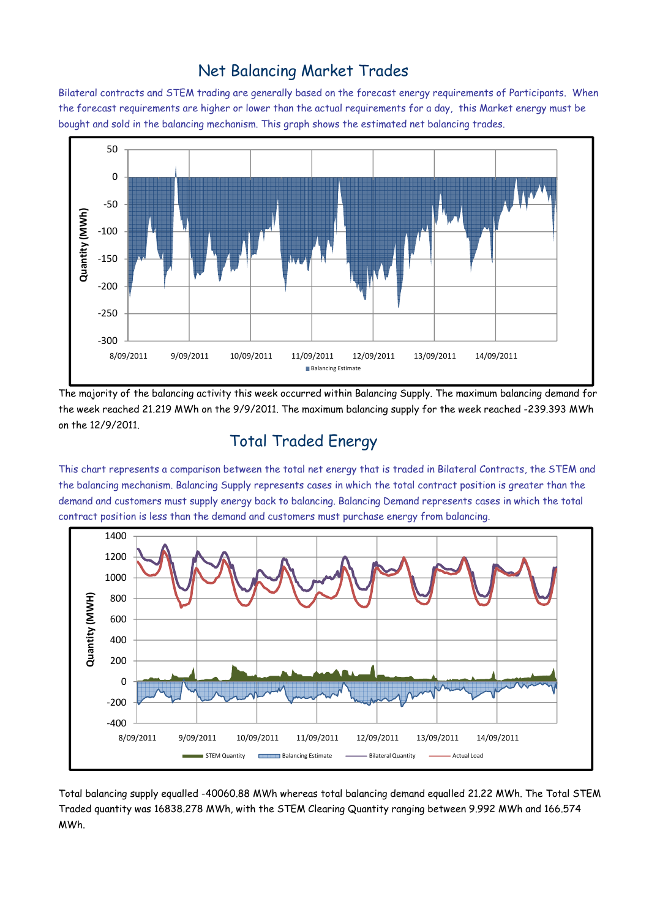## Net Balancing Market Trades

Bilateral contracts and STEM trading are generally based on the forecast energy requirements of Participants. When the forecast requirements are higher or lower than the actual requirements for a day, this Market energy must be bought and sold in the balancing mechanism. This graph shows the estimated net balancing trades.

The majority of the balancing activity this week occurred within Balancing Supply. The maximum balancing demand for the week reached 21.219 MWh on the 9/9/2011. The maximum balancing supply for the week reached -239.393 MWh on the 12/9/2011.

## Total Traded Energy

This chart represents a comparison between the total net energy that is traded in Bilateral Contracts, the STEM and the balancing mechanism. Balancing Supply represents cases in which the total contract position is greater than the demand and customers must supply energy back to balancing. Balancing Demand represents cases in which the total contract position is less than the demand and customers must purchase energy from balancing.

Total balancing supply equalled -40060.88 MWh whereas total balancing demand equalled 21.22 MWh. The Total STEM Traded quantity was 16838.278 MWh, with the STEM Clearing Quantity ranging between 9.992 MWh and 166.574 MWh.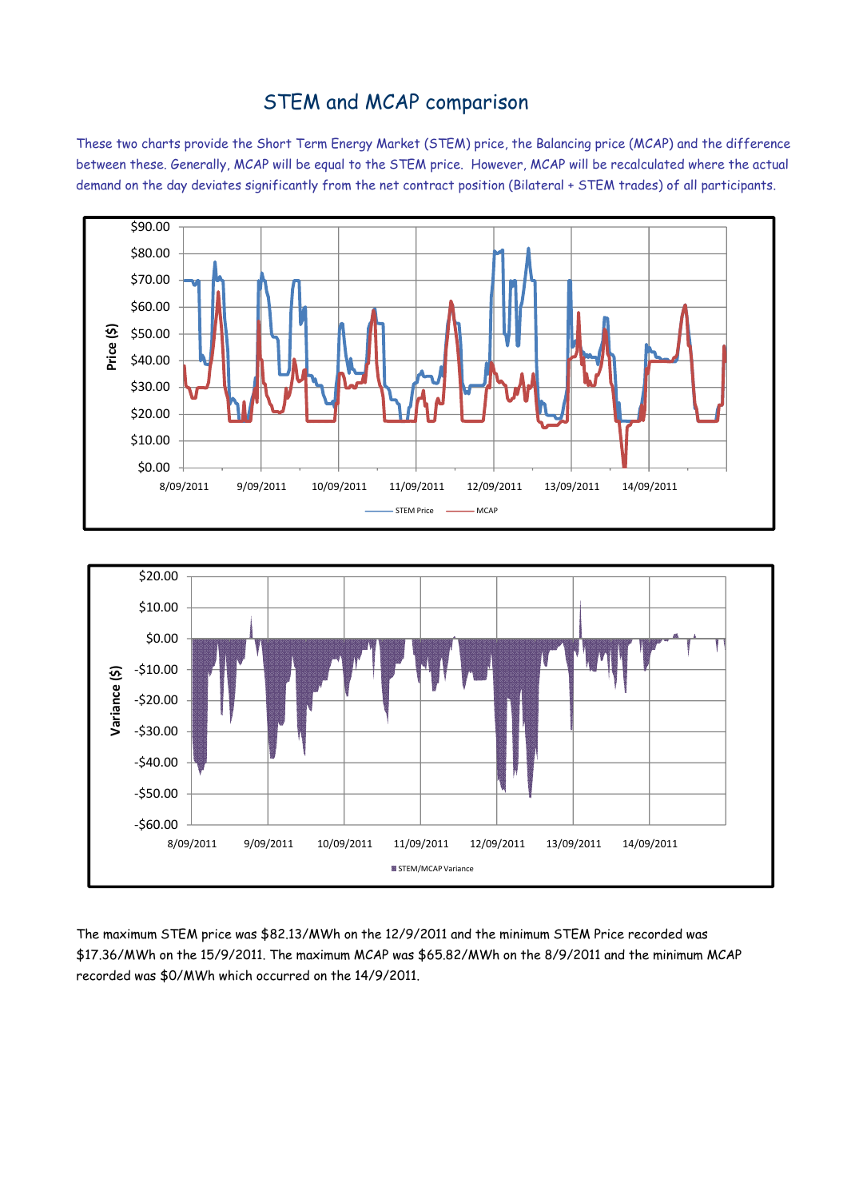# STEM and MCAP comparison

These two charts provide the Short Term Energy Market (STEM) price, the Balancing price (MCAP) and the difference between these. Generally, MCAP will be equal to the STEM price. However, MCAP will be recalculated where the actual demand on the day deviates significantly from the net contract position (Bilateral + STEM trades) of all participants.

Price ($)

$90.00
$80.00
$70.00
$60.00
$50.00
$40.00
$30.00
$20.00
$10.00
$0.00

8/09/2011 9/09/2011 10/09/2011 11/09/2011 12/09/2011 13/09/2011 14/09/2011

STEM Price MCAP

Variance ($)

$20.00
$10.00
$0.00
-$10.00
-$20.00
-$30.00
-$40.00
-$50.00
-$60.00

8/09/2011 9/09/2011 10/09/2011 11/09/2011 12/09/2011 13/09/2011 14/09/2011

STEM/MCAP Variance

The maximum STEM price was $82.13/MWh on the 12/9/2011 and the minimum STEM Price recorded was $17.36/MWh on the 15/9/2011. The maximum MCAP was $65.82/MWh on the 8/9/2011 and the minimum MCAP recorded was $0/MWh which occurred on the 14/9/2011.